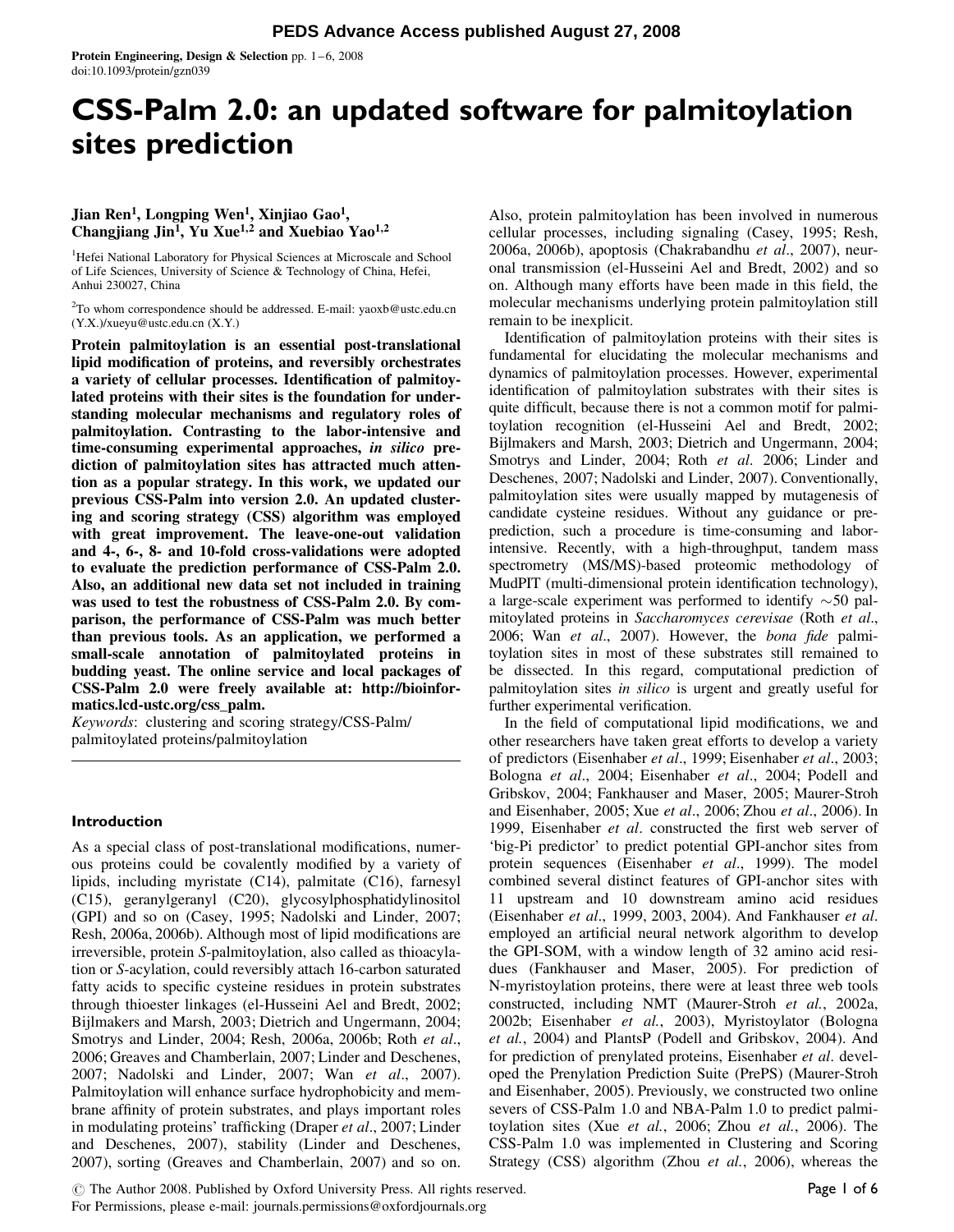# CSS-Palm 2.0: an updated software for palmitoylation sites prediction

**Jian Ren[1], Longping Wen[1], Xinjiao Gao[1], Changjiang Jin[1], Yu Xue[1,2] and Xuebiao Yao[1,2]**

[1]Hefei National Laboratory for Physical Sciences at Microscale and School of Life Sciences, University of Science & Technology of China, Hefei, Anhui 230027, China

[2]To whom correspondence should be addressed. E-mail: yaoxb@ustc.edu.cn (Y.X.)/xueyu@ustc.edu.cn (X.Y.)

**Protein palmitoylation is an essential post-translational lipid modification of proteins, and reversibly orchestrates a variety of cellular processes. Identification of palmitoylated proteins with their sites is the foundation for understanding molecular mechanisms and regulatory roles of palmitoylation. Contrasting to the labor-intensive and time-consuming experimental approaches, *in silico* prediction of palmitoylation sites has attracted much attention as a popular strategy. In this work, we updated our previous CSS-Palm into version 2.0. An updated clustering and scoring strategy (CSS) algorithm was employed with great improvement. The leave-one-out validation and 4-, 6-, 8- and 10-fold cross-validations were adopted to evaluate the prediction performance of CSS-Palm 2.0. Also, an additional new data set not included in training was used to test the robustness of CSS-Palm 2.0. By comparison, the performance of CSS-Palm was much better than previous tools. As an application, we performed a small-scale annotation of palmitoylated proteins in budding yeast. The online service and local packages of CSS-Palm 2.0 were freely available at: http://bioinformatics.lcd-ustc.org/css_palm.**

*Keywords*: clustering and scoring strategy/CSS-Palm/palmitoylated proteins/palmitoylation

## Introduction

As a special class of post-translational modifications, numerous proteins could be covalently modified by a variety of lipids, including myristate (C14), palmitate (C16), farnesyl (C15), geranylgeranyl (C20), glycosylphosphatidylinositol (GPI) and so on (Casey, 1995; Nadolski and Linder, 2007; Resh, 2006a, 2006b). Although most of lipid modifications are irreversible, protein *S*-palmitoylation, also called as thioacylation or *S*-acylation, could reversibly attach 16-carbon saturated fatty acids to specific cysteine residues in protein substrates through thioester linkages (el-Husseini Ael and Bredt, 2002; Bijlmakers and Marsh, 2003; Dietrich and Ungermann, 2004; Smotrys and Linder, 2004; Resh, 2006a, 2006b; Roth *et al*., 2006; Greaves and Chamberlain, 2007; Linder and Deschenes, 2007; Nadolski and Linder, 2007; Wan *et al*., 2007). Palmitoylation will enhance surface hydrophobicity and membrane affinity of protein substrates, and plays important roles in modulating proteins' trafficking (Draper *et al*., 2007; Linder and Deschenes, 2007), stability (Linder and Deschenes, 2007), sorting (Greaves and Chamberlain, 2007) and so on. Also, protein palmitoylation has been involved in numerous cellular processes, including signaling (Casey, 1995; Resh, 2006a, 2006b), apoptosis (Chakrabandhu *et al*., 2007), neuronal transmission (el-Husseini Ael and Bredt, 2002) and so on. Although many efforts have been made in this field, the molecular mechanisms underlying protein palmitoylation still remain to be inexplicit.

Identification of palmitoylation proteins with their sites is fundamental for elucidating the molecular mechanisms and dynamics of palmitoylation processes. However, experimental identification of palmitoylation substrates with their sites is quite difficult, because there is not a common motif for palmitoylation recognition (el-Husseini Ael and Bredt, 2002; Bijlmakers and Marsh, 2003; Dietrich and Ungermann, 2004; Smotrys and Linder, 2004; Roth *et al*. 2006; Linder and Deschenes, 2007; Nadolski and Linder, 2007). Conventionally, palmitoylation sites were usually mapped by mutagenesis of candidate cysteine residues. Without any guidance or pre-prediction, such a procedure is time-consuming and labor-intensive. Recently, with a high-throughput, tandem mass spectrometry (MS/MS)-based proteomic methodology of MudPIT (multi-dimensional protein identification technology), a large-scale experiment was performed to identify ~50 palmitoylated proteins in *Saccharomyces cerevisae* (Roth *et al*., 2006; Wan *et al*., 2007). However, the *bona fide* palmitoylation sites in most of these substrates still remained to be dissected. In this regard, computational prediction of palmitoylation sites *in silico* is urgent and greatly useful for further experimental verification.

In the field of computational lipid modifications, we and other researchers have taken great efforts to develop a variety of predictors (Eisenhaber *et al*., 1999; Eisenhaber *et al*., 2003; Bologna *et al*., 2004; Eisenhaber *et al*., 2004; Podell and Gribskov, 2004; Fankhauser and Maser, 2005; Maurer-Stroh and Eisenhaber, 2005; Xue *et al*., 2006; Zhou *et al*., 2006). In 1999, Eisenhaber *et al*. constructed the first web server of 'big-Pi predictor' to predict potential GPI-anchor sites from protein sequences (Eisenhaber *et al*., 1999). The model combined several distinct features of GPI-anchor sites with 11 upstream and 10 downstream amino acid residues (Eisenhaber *et al*., 1999, 2003, 2004). And Fankhauser *et al*. employed an artificial neural network algorithm to develop the GPI-SOM, with a window length of 32 amino acid residues (Fankhauser and Maser, 2005). For prediction of N-myristoylation proteins, there were at least three web tools constructed, including NMT (Maurer-Stroh *et al.*, 2002a, 2002b; Eisenhaber *et al.*, 2003), Myristoylator (Bologna *et al.*, 2004) and PlantsP (Podell and Gribskov, 2004). And for prediction of prenylated proteins, Eisenhaber *et al*. developed the Prenylation Prediction Suite (PrePS) (Maurer-Stroh and Eisenhaber, 2005). Previously, we constructed two online severs of CSS-Palm 1.0 and NBA-Palm 1.0 to predict palmitoylation sites (Xue *et al.*, 2006; Zhou *et al.*, 2006). The CSS-Palm 1.0 was implemented in Clustering and Scoring Strategy (CSS) algorithm (Zhou *et al.*, 2006), whereas the

© The Author 2008. Published by Oxford University Press. All rights reserved.
For Permissions, please e-mail: journals.permissions@oxfordjournals.org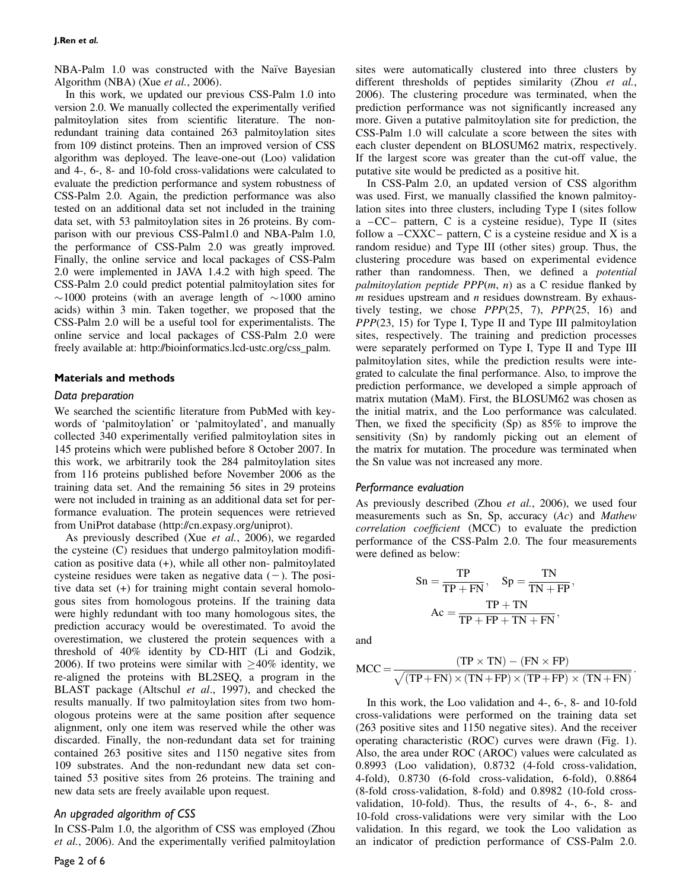NBA-Palm 1.0 was constructed with the Naïve Bayesian Algorithm (NBA) (Xue *et al.*, 2006).

In this work, we updated our previous CSS-Palm 1.0 into version 2.0. We manually collected the experimentally verified palmitoylation sites from scientific literature. The non-redundant training data contained 263 palmitoylation sites from 109 distinct proteins. Then an improved version of CSS algorithm was deployed. The leave-one-out (Loo) validation and 4-, 6-, 8- and 10-fold cross-validations were calculated to evaluate the prediction performance and system robustness of CSS-Palm 2.0. Again, the prediction performance was also tested on an additional data set not included in the training data set, with 53 palmitoylation sites in 26 proteins. By comparison with our previous CSS-Palm1.0 and NBA-Palm 1.0, the performance of CSS-Palm 2.0 was greatly improved. Finally, the online service and local packages of CSS-Palm 2.0 were implemented in JAVA 1.4.2 with high speed. The CSS-Palm 2.0 could predict potential palmitoylation sites for ~1000 proteins (with an average length of ~1000 amino acids) within 3 min. Taken together, we proposed that the CSS-Palm 2.0 will be a useful tool for experimentalists. The online service and local packages of CSS-Palm 2.0 were freely available at: http://bioinformatics.lcd-ustc.org/css_palm.

## Materials and methods

### Data preparation

We searched the scientific literature from PubMed with keywords of 'palmitoylation' or 'palmitoylated', and manually collected 340 experimentally verified palmitoylation sites in 145 proteins which were published before 8 October 2007. In this work, we arbitrarily took the 284 palmitoylation sites from 116 proteins published before November 2006 as the training data set. And the remaining 56 sites in 29 proteins were not included in training as an additional data set for performance evaluation. The protein sequences were retrieved from UniProt database (http://cn.expasy.org/uniprot).

As previously described (Xue *et al.*, 2006), we regarded the cysteine (C) residues that undergo palmitoylation modification as positive data (+), while all other non- palmitoylated cysteine residues were taken as negative data (−). The positive data set (+) for training might contain several homologous sites from homologous proteins. If the training data were highly redundant with too many homologous sites, the prediction accuracy would be overestimated. To avoid the overestimation, we clustered the protein sequences with a threshold of 40% identity by CD-HIT (Li and Godzik, 2006). If two proteins were similar with ≥40% identity, we re-aligned the proteins with BL2SEQ, a program in the BLAST package (Altschul *et al*., 1997), and checked the results manually. If two palmitoylation sites from two homologous proteins were at the same position after sequence alignment, only one item was reserved while the other was discarded. Finally, the non-redundant data set for training contained 263 positive sites and 1150 negative sites from 109 substrates. And the non-redundant new data set contained 53 positive sites from 26 proteins. The training and new data sets are freely available upon request.

### An upgraded algorithm of CSS

In CSS-Palm 1.0, the algorithm of CSS was employed (Zhou *et al.*, 2006). And the experimentally verified palmitoylation sites were automatically clustered into three clusters by different thresholds of peptides similarity (Zhou *et al.*, 2006). The clustering procedure was terminated, when the prediction performance was not significantly increased any more. Given a putative palmitoylation site for prediction, the CSS-Palm 1.0 will calculate a score between the sites with each cluster dependent on BLOSUM62 matrix, respectively. If the largest score was greater than the cut-off value, the putative site would be predicted as a positive hit.

In CSS-Palm 2.0, an updated version of CSS algorithm was used. First, we manually classified the known palmitoylation sites into three clusters, including Type I (sites follow a –CC– pattern, C is a cysteine residue), Type II (sites follow a –CXXC– pattern, C is a cysteine residue and X is a random residue) and Type III (other sites) group. Thus, the clustering procedure was based on experimental evidence rather than randomness. Then, we defined a *potential palmitoylation peptide PPP*($m$, $n$) as a C residue flanked by $m$ residues upstream and $n$ residues downstream. By exhaustively testing, we chose *PPP*(25, 7), *PPP*(25, 16) and *PPP*(23, 15) for Type I, Type II and Type III palmitoylation sites, respectively. The training and prediction processes were separately performed on Type I, Type II and Type III palmitoylation sites, while the prediction results were integrated to calculate the final performance. Also, to improve the prediction performance, we developed a simple approach of matrix mutation (MaM). First, the BLOSUM62 was chosen as the initial matrix, and the Loo performance was calculated. Then, we fixed the specificity (Sp) as 85% to improve the sensitivity (Sn) by randomly picking out an element of the matrix for mutation. The procedure was terminated when the Sn value was not increased any more.

### Performance evaluation

As previously described (Zhou *et al.*, 2006), we used four measurements such as Sn, Sp, accuracy (*Ac*) and *Mathew correlation coefficient* (MCC) to evaluate the prediction performance of the CSS-Palm 2.0. The four measurements were defined as below:

$$\mathrm{Sn} = \frac{\mathrm{TP}}{\mathrm{TP}+\mathrm{FN}}, \quad \mathrm{Sp} = \frac{\mathrm{TN}}{\mathrm{TN}+\mathrm{FP}},$$

$$\mathrm{Ac} = \frac{\mathrm{TP}+\mathrm{TN}}{\mathrm{TP}+\mathrm{FP}+\mathrm{TN}+\mathrm{FN}},$$

and

$$\mathrm{MCC} = \frac{(\mathrm{TP}\times\mathrm{TN}) - (\mathrm{FN}\times\mathrm{FP})}{\sqrt{(\mathrm{TP}+\mathrm{FN})\times(\mathrm{TN}+\mathrm{FP})\times(\mathrm{TP}+\mathrm{FP})\times(\mathrm{TN}+\mathrm{FN})}}.$$

In this work, the Loo validation and 4-, 6-, 8- and 10-fold cross-validations were performed on the training data set (263 positive sites and 1150 negative sites). And the receiver operating characteristic (ROC) curves were drawn (Fig. 1). Also, the area under ROC (AROC) values were calculated as 0.8993 (Loo validation), 0.8732 (4-fold cross-validation, 4-fold), 0.8730 (6-fold cross-validation, 6-fold), 0.8864 (8-fold cross-validation, 8-fold) and 0.8982 (10-fold cross-validation, 10-fold). Thus, the results of 4-, 6-, 8- and 10-fold cross-validations were very similar with the Loo validation. In this regard, we took the Loo validation as an indicator of prediction performance of CSS-Palm 2.0.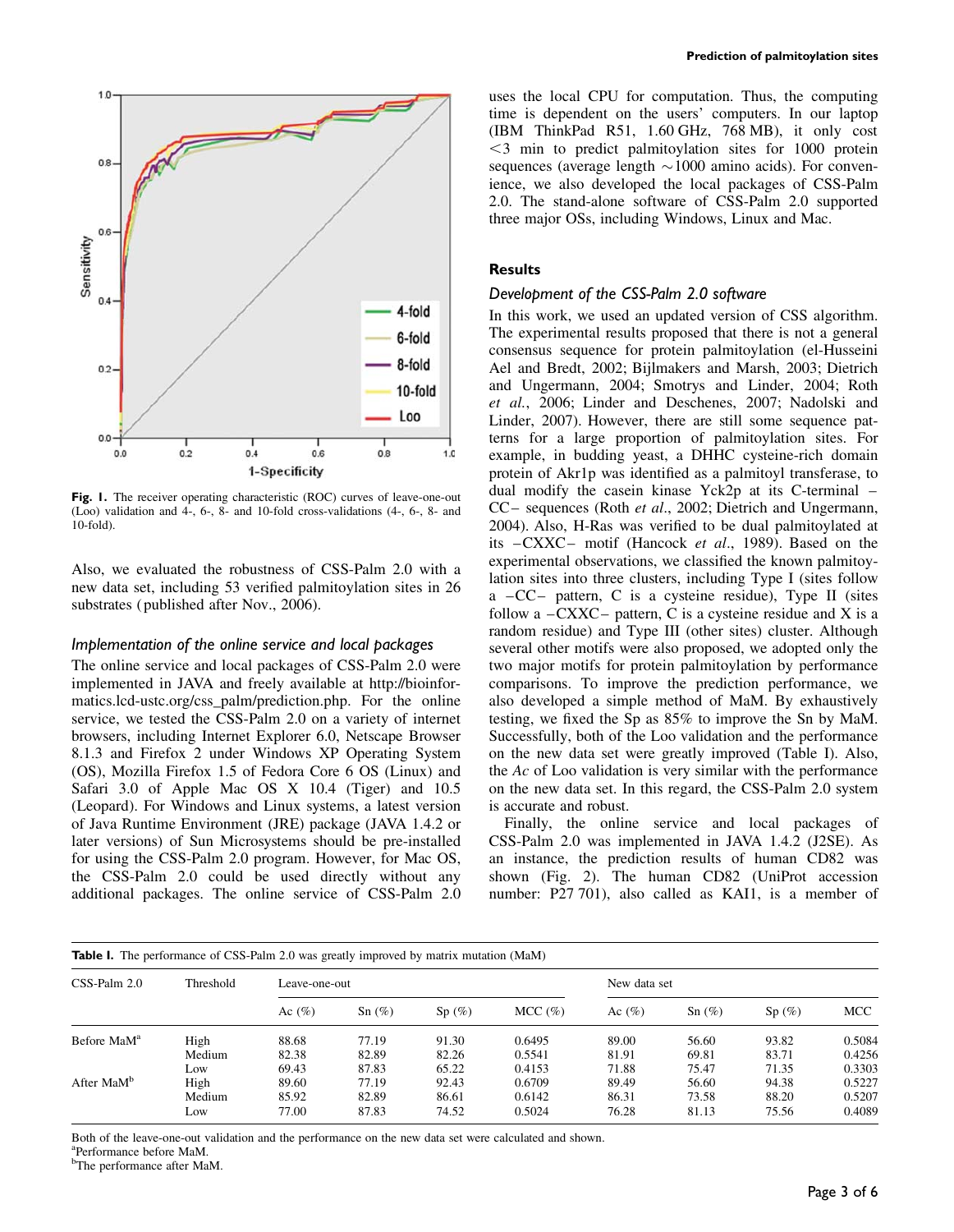Fig. 1. The receiver operating characteristic (ROC) curves of leave-one-out (Loo) validation and 4-, 6-, 8- and 10-fold cross-validations (4-, 6-, 8- and 10-fold).

Also, we evaluated the robustness of CSS-Palm 2.0 with a new data set, including 53 verified palmitoylation sites in 26 substrates (published after Nov., 2006).

### *Implementation of the online service and local packages*

The online service and local packages of CSS-Palm 2.0 were implemented in JAVA and freely available at http://bioinformatics.lcd-ustc.org/css_palm/prediction.php. For the online service, we tested the CSS-Palm 2.0 on a variety of internet browsers, including Internet Explorer 6.0, Netscape Browser 8.1.3 and Firefox 2 under Windows XP Operating System (OS), Mozilla Firefox 1.5 of Fedora Core 6 OS (Linux) and Safari 3.0 of Apple Mac OS X 10.4 (Tiger) and 10.5 (Leopard). For Windows and Linux systems, a latest version of Java Runtime Environment (JRE) package (JAVA 1.4.2 or later versions) of Sun Microsystems should be pre-installed for using the CSS-Palm 2.0 program. However, for Mac OS, the CSS-Palm 2.0 could be used directly without any additional packages. The online service of CSS-Palm 2.0 uses the local CPU for computation. Thus, the computing time is dependent on the users' computers. In our laptop (IBM ThinkPad R51, 1.60 GHz, 768 MB), it only cost <3 min to predict palmitoylation sites for 1000 protein sequences (average length ~1000 amino acids). For convenience, we also developed the local packages of CSS-Palm 2.0. The stand-alone software of CSS-Palm 2.0 supported three major OSs, including Windows, Linux and Mac.

## Results

### *Development of the CSS-Palm 2.0 software*

In this work, we used an updated version of CSS algorithm. The experimental results proposed that there is not a general consensus sequence for protein palmitoylation (el-Husseini Ael and Bredt, 2002; Bijlmakers and Marsh, 2003; Dietrich and Ungermann, 2004; Smotrys and Linder, 2004; Roth *et al.*, 2006; Linder and Deschenes, 2007; Nadolski and Linder, 2007). However, there are still some sequence patterns for a large proportion of palmitoylation sites. For example, in budding yeast, a DHHC cysteine-rich domain protein of Akr1p was identified as a palmitoyl transferase, to dual modify the casein kinase Yck2p at its C-terminal –CC– sequences (Roth *et al.*, 2002; Dietrich and Ungermann, 2004). Also, H-Ras was verified to be dual palmitoylated at its –CXXC– motif (Hancock *et al.*, 1989). Based on the experimental observations, we classified the known palmitoylation sites into three clusters, including Type I (sites follow a –CC– pattern, C is a cysteine residue), Type II (sites follow a –CXXC– pattern, C is a cysteine residue and X is a random residue) and Type III (other sites) cluster. Although several other motifs were also proposed, we adopted only the two major motifs for protein palmitoylation by performance comparisons. To improve the prediction performance, we also developed a simple method of MaM. By exhaustively testing, we fixed the Sp as 85% to improve the Sn by MaM. Successfully, both of the Loo validation and the performance on the new data set were greatly improved (Table I). Also, the *Ac* of Loo validation is very similar with the performance on the new data set. In this regard, the CSS-Palm 2.0 system is accurate and robust.

Finally, the online service and local packages of CSS-Palm 2.0 was implemented in JAVA 1.4.2 (J2SE). As an instance, the prediction results of human CD82 was shown (Fig. 2). The human CD82 (UniProt accession number: P27 701), also called as KAI1, is a member of

**Table I.** The performance of CSS-Palm 2.0 was greatly improved by matrix mutation (MaM)

| CSS-Palm 2.0 | Threshold | Leave-one-out | | | | New data set | | | |
|---|---|---|---|---|---|---|---|---|---|
| | | Ac (%) | Sn (%) | Sp (%) | MCC (%) | Ac (%) | Sn (%) | Sp (%) | MCC |
| Before MaM[a] | High | 88.68 | 77.19 | 91.30 | 0.6495 | 89.00 | 56.60 | 93.82 | 0.5084 |
| | Medium | 82.38 | 82.89 | 82.26 | 0.5541 | 81.91 | 69.81 | 83.71 | 0.4256 |
| | Low | 69.43 | 87.83 | 65.22 | 0.4153 | 71.88 | 75.47 | 71.35 | 0.3303 |
| After MaM[b] | High | 89.60 | 77.19 | 92.43 | 0.6709 | 89.49 | 56.60 | 94.38 | 0.5227 |
| | Medium | 85.92 | 82.89 | 86.61 | 0.6142 | 86.31 | 73.58 | 88.20 | 0.5207 |
| | Low | 77.00 | 87.83 | 74.52 | 0.5024 | 76.28 | 81.13 | 75.56 | 0.4089 |

Both of the leave-one-out validation and the performance on the new data set were calculated and shown.
[a]Performance before MaM.
[b]The performance after MaM.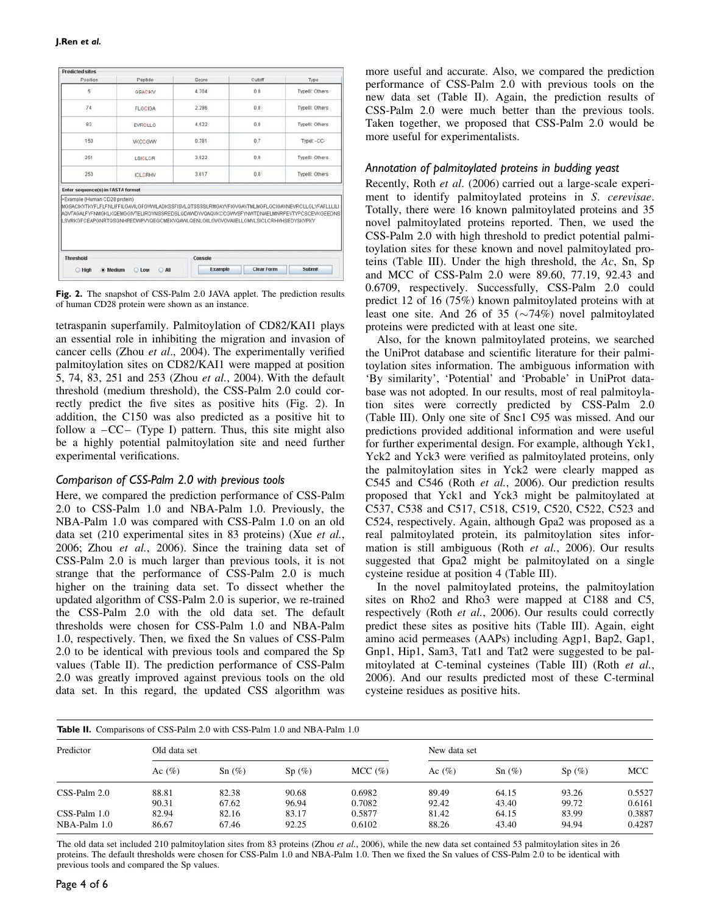Fig. 2. The snapshot of CSS-Palm 2.0 JAVA applet. The prediction results of human CD28 protein were shown as an instance.

tetraspanin superfamily. Palmitoylation of CD82/KAI1 plays an essential role in inhibiting the migration and invasion of cancer cells (Zhou *et al*., 2004). The experimentally verified palmitoylation sites on CD82/KAI1 were mapped at position 5, 74, 83, 251 and 253 (Zhou *et al.*, 2004). With the default threshold (medium threshold), the CSS-Palm 2.0 could correctly predict the five sites as positive hits (Fig. 2). In addition, the C150 was also predicted as a positive hit to follow a –CC– (Type I) pattern. Thus, this site might also be a highly potential palmitoylation site and need further experimental verifications.

### Comparison of CSS-Palm 2.0 with previous tools

Here, we compared the prediction performance of CSS-Palm 2.0 to CSS-Palm 1.0 and NBA-Palm 1.0. Previously, the NBA-Palm 1.0 was compared with CSS-Palm 1.0 on an old data set (210 experimental sites in 83 proteins) (Xue *et al.*, 2006; Zhou *et al.*, 2006). Since the training data set of CSS-Palm 2.0 is much larger than previous tools, it is not strange that the performance of CSS-Palm 2.0 is much higher on the training data set. To dissect whether the updated algorithm of CSS-Palm 2.0 is superior, we re-trained the CSS-Palm 2.0 with the old data set. The default thresholds were chosen for CSS-Palm 1.0 and NBA-Palm 1.0, respectively. Then, we fixed the Sn values of CSS-Palm 2.0 to be identical with previous tools and compared the Sp values (Table II). The prediction performance of CSS-Palm 2.0 was greatly improved against previous tools on the old data set. In this regard, the updated CSS algorithm was more useful and accurate. Also, we compared the prediction performance of CSS-Palm 2.0 with previous tools on the new data set (Table II). Again, the prediction results of CSS-Palm 2.0 were much better than the previous tools. Taken together, we proposed that CSS-Palm 2.0 would be more useful for experimentalists.

### Annotation of palmitoylated proteins in budding yeast

Recently, Roth *et al*. (2006) carried out a large-scale experiment to identify palmitoylated proteins in *S. cerevisae*. Totally, there were 16 known palmitoylated proteins and 35 novel palmitoylated proteins reported. Then, we used the CSS-Palm 2.0 with high threshold to predict potential palmitoylation sites for these known and novel palmitoylated proteins (Table III). Under the high threshold, the *Ac*, Sn, Sp and MCC of CSS-Palm 2.0 were 89.60, 77.19, 92.43 and 0.6709, respectively. Successfully, CSS-Palm 2.0 could predict 12 of 16 (75%) known palmitoylated proteins with at least one site. And 26 of 35 (~74%) novel palmitoylated proteins were predicted with at least one site.

Also, for the known palmitoylated proteins, we searched the UniProt database and scientific literature for their palmitoylation sites information. The ambiguous information with 'By similarity', 'Potential' and 'Probable' in UniProt database was not adopted. In our results, most of real palmitoylation sites were correctly predicted by CSS-Palm 2.0 (Table III). Only one site of Snc1 C95 was missed. And our predictions provided additional information and were useful for further experimental design. For example, although Yck1, Yck2 and Yck3 were verified as palmitoylated proteins, only the palmitoylation sites in Yck2 were clearly mapped as C545 and C546 (Roth *et al.*, 2006). Our prediction results proposed that Yck1 and Yck3 might be palmitoylated at C537, C538 and C517, C518, C519, C520, C522, C523 and C524, respectively. Again, although Gpa2 was proposed as a real palmitoylated protein, its palmitoylation sites information is still ambiguous (Roth *et al.*, 2006). Our results suggested that Gpa2 might be palmitoylated on a single cysteine residue at position 4 (Table III).

In the novel palmitoylated proteins, the palmitoylation sites on Rho2 and Rho3 were mapped at C188 and C5, respectively (Roth *et al.*, 2006). Our results could correctly predict these sites as positive hits (Table III). Again, eight amino acid permeases (AAPs) including Agp1, Bap2, Gap1, Gnp1, Hip1, Sam3, Tat1 and Tat2 were suggested to be palmitoylated at C-teminal cysteines (Table III) (Roth *et al.*, 2006). And our results predicted most of these C-terminal cysteine residues as positive hits.

**Table II.** Comparisons of CSS-Palm 2.0 with CSS-Palm 1.0 and NBA-Palm 1.0

| Predictor | Old data set | | | | New data set | | | |
|---|---|---|---|---|---|---|---|---|
| | Ac (%) | Sn (%) | Sp (%) | MCC (%) | Ac (%) | Sn (%) | Sp (%) | MCC |
| CSS-Palm 2.0 | 88.81 | 82.38 | 90.68 | 0.6982 | 89.49 | 64.15 | 93.26 | 0.5527 |
| | 90.31 | 67.62 | 96.94 | 0.7082 | 92.42 | 43.40 | 99.72 | 0.6161 |
| CSS-Palm 1.0 | 82.94 | 82.16 | 83.17 | 0.5877 | 81.42 | 64.15 | 83.99 | 0.3887 |
| NBA-Palm 1.0 | 86.67 | 67.46 | 92.25 | 0.6102 | 88.26 | 43.40 | 94.94 | 0.4287 |

The old data set included 210 palmitoylation sites from 83 proteins (Zhou *et al.*, 2006), while the new data set contained 53 palmitoylation sites in 26 proteins. The default thresholds were chosen for CSS-Palm 1.0 and NBA-Palm 1.0. Then we fixed the Sn values of CSS-Palm 2.0 to be identical with previous tools and compared the Sp values.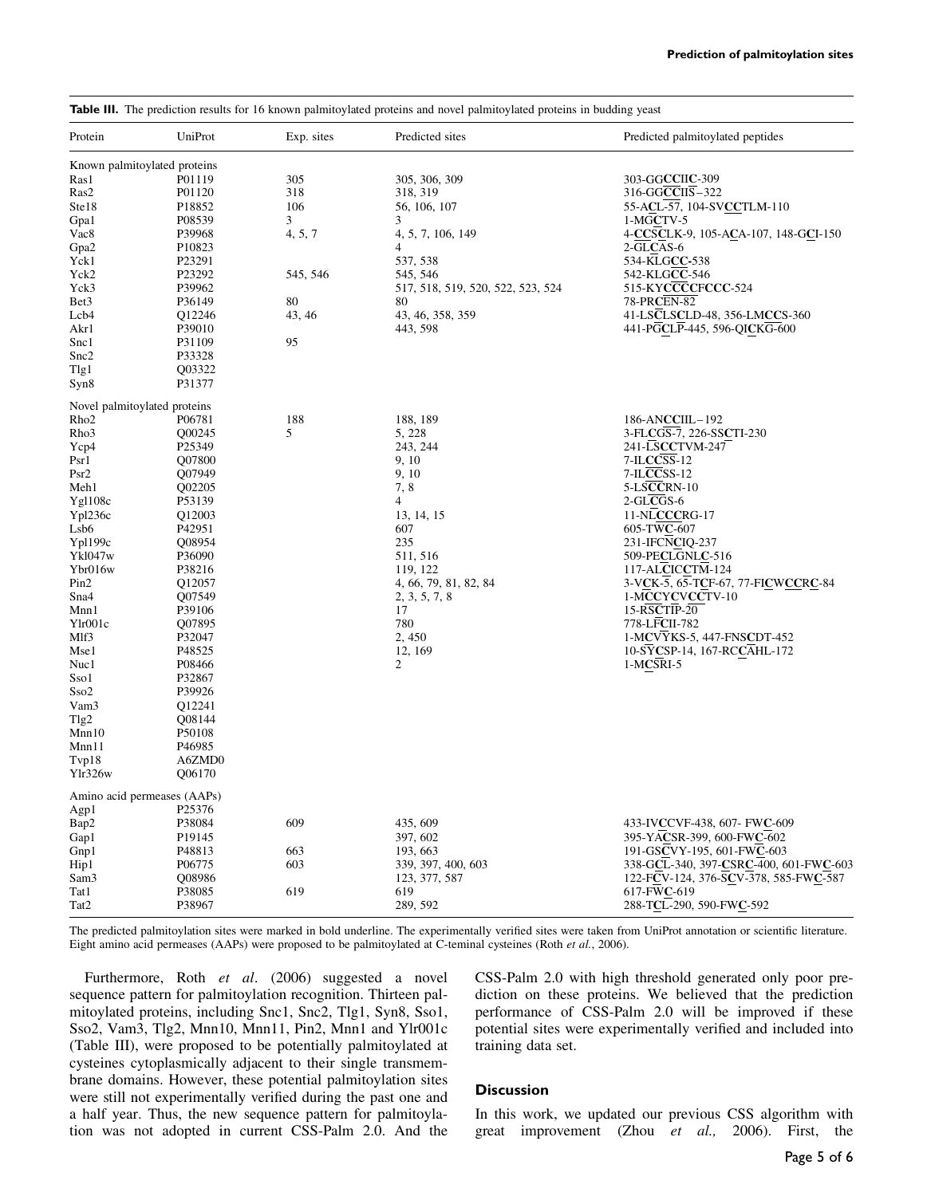**Table III.** The prediction results for 16 known palmitoylated proteins and novel palmitoylated proteins in budding yeast

| Protein | UniProt | Exp. sites | Predicted sites | Predicted palmitoylated peptides |
|---|---|---|---|---|
| Known palmitoylated proteins | | | | |
| Ras1 | P01119 | 305 | 305, 306, 309 | 303-GG**CC**II**C**-309 |
| Ras2 | P01120 | 318 | 318, 319 | 316-GG**CC**IIS–322 |
| Ste18 | P18852 | 106 | 56, 106, 107 | 55-A**C**L-57, 104-SV**CC**TLM-110 |
| Gpa1 | P08539 | 3 | 3 | 1-MG**C**TV-5 |
| Vac8 | P39968 | 4, 5, 7 | 4, 5, 7, 106, 149 | 4-**CC**S**C**LK-9, 105-A**C**A-107, 148-G**C**I-150 |
| Gpa2 | P10823 | | 4 | 2-GL**C**AS-6 |
| Yck1 | P23291 | | 537, 538 | 534-KLG**CC**-538 |
| Yck2 | P23292 | 545, 546 | 545, 546 | 542-KLG**CC**-546 |
| Yck3 | P39962 | | 517, 518, 519, 520, 522, 523, 524 | 515-KY**CCCC**F**CCC**-524 |
| Bet3 | P36149 | 80 | 80 | 78-PR**C**EN-82 |
| Lcb4 | Q12246 | 43, 46 | 43, 46, 358, 359 | 41-LS**C**LS**C**LD-48, 356-LM**CC**S-360 |
| Akr1 | P39010 | | 443, 598 | 441-PG**C**LP-445, 596-QI**C**KG-600 |
| Snc1 | P31109 | 95 | | |
| Snc2 | P33328 | | | |
| Tlg1 | Q03322 | | | |
| Syn8 | P31377 | | | |
| Novel palmitoylated proteins | | | | |
| Rho2 | P06781 | 188 | 188, 189 | 186-AN**CC**IIL–192 |
| Rho3 | Q00245 | 5 | 5, 228 | 3-FL**C**GS-7, 226-SS**C**TI-230 |
| Ycp4 | P25349 | | 243, 244 | 241-LS**CC**TVM-247 |
| Psr1 | Q07800 | | 9, 10 | 7-IL**CC**SS-12 |
| Psr2 | Q07949 | | 9, 10 | 7-IL**CC**SS-12 |
| Meh1 | Q02205 | | 7, 8 | 5-LS**CC**RN-10 |
| Ygl108c | P53139 | | 4 | 2-GL**C**GS-6 |
| Ypl236c | Q12003 | | 13, 14, 15 | 11-NL**CCC**RG-17 |
| Lsb6 | P42951 | | 607 | 605-TW**C**-607 |
| Ypl199c | Q08954 | | 235 | 231-IFCN**C**IQ-237 |
| Ykl047w | P36090 | | 511, 516 | 509-PE**C**LGNL**C**-516 |
| Ybr016w | P38216 | | 119, 122 | 117-AL**C**IC**C**TM-124 |
| Pin2 | Q12057 | | 4, 66, 79, 81, 82, 84 | 3-V**C**K-5, 65-T**C**F-67, 77-FI**C**W**CC**R**C**-84 |
| Sna4 | Q07549 | | 2, 3, 5, 7, 8 | 1-M**CC**Y**C**V**CC**TV-10 |
| Mnn1 | P39106 | | 17 | 15-RS**C**TIP-20 |
| Ylr001c | Q07895 | | 780 | 778-LF**C**II-782 |
| Mlf3 | P32047 | | 2, 450 | 1-M**C**VYKS-5, 447-FNS**C**DT-452 |
| Mse1 | P48525 | | 12, 169 | 10-SY**C**SP-14, 167-RC**C**AHL-172 |
| Nuc1 | P08466 | | 2 | 1-M**C**SRI-5 |
| Sso1 | P32867 | | | |
| Sso2 | P39926 | | | |
| Vam3 | Q12241 | | | |
| Tlg2 | Q08144 | | | |
| Mnn10 | P50108 | | | |
| Mnn11 | P46985 | | | |
| Tvp18 | A6ZMD0 | | | |
| Ylr326w | Q06170 | | | |
| Amino acid permeases (AAPs) | | | | |
| Agp1 | P25376 | | | |
| Bap2 | P38084 | 609 | 435, 609 | 433-IV**C**CVF-438, 607- FW**C**-609 |
| Gap1 | P19145 | | 397, 602 | 395-YA**C**SR-399, 600-FW**C**-602 |
| Gnp1 | P48813 | 663 | 193, 663 | 191-GS**C**VY-195, 601-FW**C**-603 |
| Hip1 | P06775 | 603 | 339, 397, 400, 603 | 338-G**C**L-340, 397-**C**SR**C**-400, 601-FW**C**-603 |
| Sam3 | Q08986 | | 123, 377, 587 | 122-F**C**V-124, 376-S**C**V-378, 585-FW**C**-587 |
| Tat1 | P38085 | 619 | 619 | 617-FW**C**-619 |
| Tat2 | P38967 | | 289, 592 | 288-T**C**L-290, 590-FW**C**-592 |

The predicted palmitoylation sites were marked in bold underline. The experimentally verified sites were taken from UniProt annotation or scientific literature. Eight amino acid permeases (AAPs) were proposed to be palmitoylated at C-teminal cysteines (Roth *et al.*, 2006).

Furthermore, Roth *et al*. (2006) suggested a novel sequence pattern for palmitoylation recognition. Thirteen palmitoylated proteins, including Snc1, Snc2, Tlg1, Syn8, Sso1, Sso2, Vam3, Tlg2, Mnn10, Mnn11, Pin2, Mnn1 and Ylr001c (Table III), were proposed to be potentially palmitoylated at cysteines cytoplasmically adjacent to their single transmembrane domains. However, these potential palmitoylation sites were still not experimentally verified during the past one and a half year. Thus, the new sequence pattern for palmitoylation was not adopted in current CSS-Palm 2.0. And the CSS-Palm 2.0 with high threshold generated only poor prediction on these proteins. We believed that the prediction performance of CSS-Palm 2.0 will be improved if these potential sites were experimentally verified and included into training data set.

## Discussion

In this work, we updated our previous CSS algorithm with great improvement (Zhou *et al.,* 2006). First, the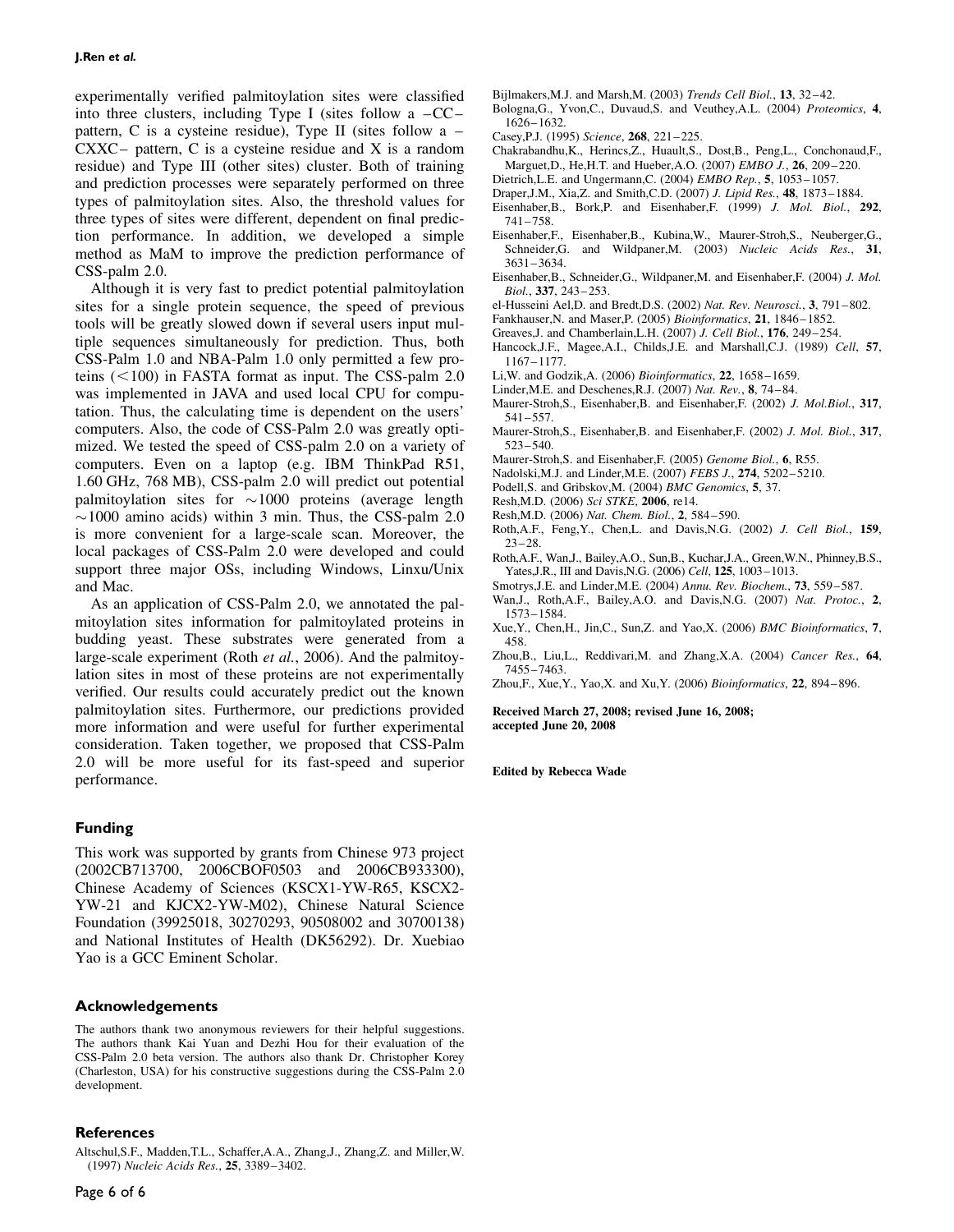experimentally verified palmitoylation sites were classified into three clusters, including Type I (sites follow a –CC– pattern, C is a cysteine residue), Type II (sites follow a –CXXC– pattern, C is a cysteine residue and X is a random residue) and Type III (other sites) cluster. Both of training and prediction processes were separately performed on three types of palmitoylation sites. Also, the threshold values for three types of sites were different, dependent on final prediction performance. In addition, we developed a simple method as MaM to improve the prediction performance of CSS-palm 2.0.

Although it is very fast to predict potential palmitoylation sites for a single protein sequence, the speed of previous tools will be greatly slowed down if several users input multiple sequences simultaneously for prediction. Thus, both CSS-Palm 1.0 and NBA-Palm 1.0 only permitted a few proteins (<100) in FASTA format as input. The CSS-palm 2.0 was implemented in JAVA and used local CPU for computation. Thus, the calculating time is dependent on the users' computers. Also, the code of CSS-Palm 2.0 was greatly optimized. We tested the speed of CSS-palm 2.0 on a variety of computers. Even on a laptop (e.g. IBM ThinkPad R51, 1.60 GHz, 768 MB), CSS-palm 2.0 will predict out potential palmitoylation sites for ~1000 proteins (average length ~1000 amino acids) within 3 min. Thus, the CSS-palm 2.0 is more convenient for a large-scale scan. Moreover, the local packages of CSS-Palm 2.0 were developed and could support three major OSs, including Windows, Linxu/Unix and Mac.

As an application of CSS-Palm 2.0, we annotated the palmitoylation sites information for palmitoylated proteins in budding yeast. These substrates were generated from a large-scale experiment (Roth *et al.*, 2006). And the palmitoylation sites in most of these proteins are not experimentally verified. Our results could accurately predict out the known palmitoylation sites. Furthermore, our predictions provided more information and were useful for further experimental consideration. Taken together, we proposed that CSS-Palm 2.0 will be more useful for its fast-speed and superior performance.

## Funding

This work was supported by grants from Chinese 973 project (2002CB713700, 2006CBOF0503 and 2006CB933300), Chinese Academy of Sciences (KSCX1-YW-R65, KSCX2-YW-21 and KJCX2-YW-M02), Chinese Natural Science Foundation (39925018, 30270293, 90508002 and 30700138) and National Institutes of Health (DK56292). Dr. Xuebiao Yao is a GCC Eminent Scholar.

## Acknowledgements

The authors thank two anonymous reviewers for their helpful suggestions. The authors thank Kai Yuan and Dezhi Hou for their evaluation of the CSS-Palm 2.0 beta version. The authors also thank Dr. Christopher Korey (Charleston, USA) for his constructive suggestions during the CSS-Palm 2.0 development.

## References

Altschul,S.F., Madden,T.L., Schaffer,A.A., Zhang,J., Zhang,Z. and Miller,W. (1997) *Nucleic Acids Res.*, **25**, 3389–3402.

Bijlmakers,M.J. and Marsh,M. (2003) *Trends Cell Biol.*, **13**, 32–42.

Bologna,G., Yvon,C., Duvaud,S. and Veuthey,A.L. (2004) *Proteomics*, **4**, 1626–1632.

Casey,P.J. (1995) *Science*, **268**, 221–225.

Chakrabandhu,K., Herincs,Z., Huault,S., Dost,B., Peng,L., Conchonaud,F., Marguet,D., He,H.T. and Hueber,A.O. (2007) *EMBO J.*, **26**, 209–220.

Dietrich,L.E. and Ungermann,C. (2004) *EMBO Rep.*, **5**, 1053–1057.

Draper,J.M., Xia,Z. and Smith,C.D. (2007) *J. Lipid Res.*, **48**, 1873–1884.

Eisenhaber,B., Bork,P. and Eisenhaber,F. (1999) *J. Mol. Biol.*, **292**, 741–758.

Eisenhaber,F., Eisenhaber,B., Kubina,W., Maurer-Stroh,S., Neuberger,G., Schneider,G. and Wildpaner,M. (2003) *Nucleic Acids Res.*, **31**, 3631–3634.

Eisenhaber,B., Schneider,G., Wildpaner,M. and Eisenhaber,F. (2004) *J. Mol. Biol.*, **337**, 243–253.

el-Husseini Ael,D. and Bredt,D.S. (2002) *Nat. Rev. Neurosci.*, **3**, 791–802.

Fankhauser,N. and Maser,P. (2005) *Bioinformatics*, **21**, 1846–1852.

Greaves,J. and Chamberlain,L.H. (2007) *J. Cell Biol.*, **176**, 249–254.

Hancock,J.F., Magee,A.I., Childs,J.E. and Marshall,C.J. (1989) *Cell*, **57**, 1167–1177.

Li,W. and Godzik,A. (2006) *Bioinformatics*, **22**, 1658–1659.

Linder,M.E. and Deschenes,R.J. (2007) *Nat. Rev.*, **8**, 74–84.

Maurer-Stroh,S., Eisenhaber,B. and Eisenhaber,F. (2002) *J. Mol.Biol.*, **317**, 541–557.

Maurer-Stroh,S., Eisenhaber,B. and Eisenhaber,F. (2002) *J. Mol. Biol.*, **317**, 523–540.

Maurer-Stroh,S. and Eisenhaber,F. (2005) *Genome Biol.*, **6**, R55.

Nadolski,M.J. and Linder,M.E. (2007) *FEBS J.*, **274**, 5202–5210.

Podell,S. and Gribskov,M. (2004) *BMC Genomics*, **5**, 37.

Resh,M.D. (2006) *Sci STKE*, **2006**, re14.

Resh,M.D. (2006) *Nat. Chem. Biol.*, **2**, 584–590.

Roth,A.F., Feng,Y., Chen,L. and Davis,N.G. (2002) *J. Cell Biol.*, **159**, 23–28.

Roth,A.F., Wan,J., Bailey,A.O., Sun,B., Kuchar,J.A., Green,W.N., Phinney,B.S., Yates,J.R., III and Davis,N.G. (2006) *Cell*, **125**, 1003–1013.

Smotrys,J.E. and Linder,M.E. (2004) *Annu. Rev. Biochem.*, **73**, 559–587.

Wan,J., Roth,A.F., Bailey,A.O. and Davis,N.G. (2007) *Nat. Protoc.*, **2**, 1573–1584.

Xue,Y., Chen,H., Jin,C., Sun,Z. and Yao,X. (2006) *BMC Bioinformatics*, **7**, 458.

Zhou,B., Liu,L., Reddivari,M. and Zhang,X.A. (2004) *Cancer Res.*, **64**, 7455–7463.

Zhou,F., Xue,Y., Yao,X. and Xu,Y. (2006) *Bioinformatics*, **22**, 894–896.

**Received March 27, 2008; revised June 16, 2008; accepted June 20, 2008**

**Edited by Rebecca Wade**